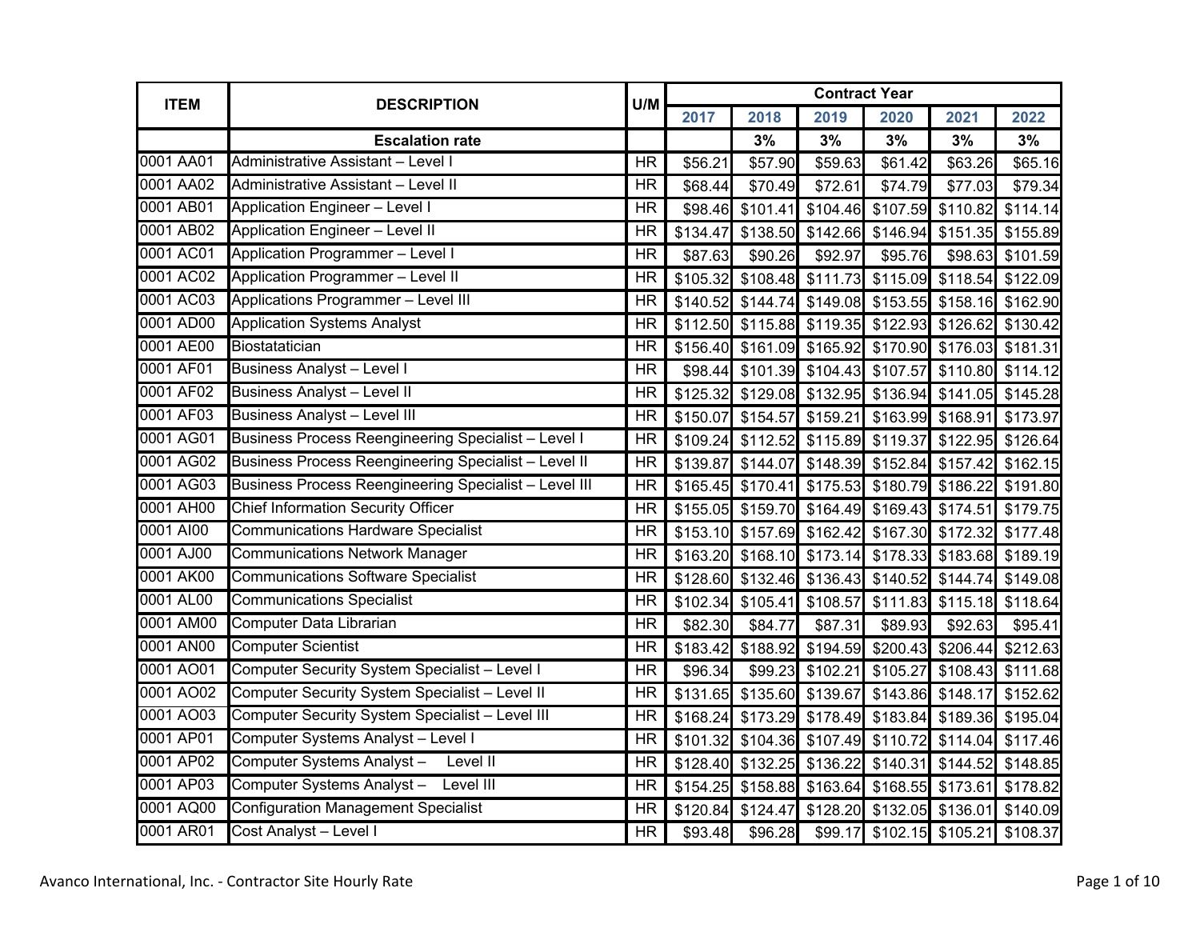| ITEM | DESCRIPTION | U/M | Contract Year | | | | | |
|---|---|---|---|---|---|---|---|---|
| | | | 2017 | 2018 | 2019 | 2020 | 2021 | 2022 |
| | **Escalation rate** | | | 3% | 3% | 3% | 3% | 3% |
| 0001 AA01 | Administrative Assistant – Level I | HR | $56.21 | $57.90 | $59.63 | $61.42 | $63.26 | $65.16 |
| 0001 AA02 | Administrative Assistant – Level II | HR | $68.44 | $70.49 | $72.61 | $74.79 | $77.03 | $79.34 |
| 0001 AB01 | Application Engineer – Level I | HR | $98.46 | $101.41 | $104.46 | $107.59 | $110.82 | $114.14 |
| 0001 AB02 | Application Engineer – Level II | HR | $134.47 | $138.50 | $142.66 | $146.94 | $151.35 | $155.89 |
| 0001 AC01 | Application Programmer – Level I | HR | $87.63 | $90.26 | $92.97 | $95.76 | $98.63 | $101.59 |
| 0001 AC02 | Application Programmer – Level II | HR | $105.32 | $108.48 | $111.73 | $115.09 | $118.54 | $122.09 |
| 0001 AC03 | Applications Programmer – Level III | HR | $140.52 | $144.74 | $149.08 | $153.55 | $158.16 | $162.90 |
| 0001 AD00 | Application Systems Analyst | HR | $112.50 | $115.88 | $119.35 | $122.93 | $126.62 | $130.42 |
| 0001 AE00 | Biostatatician | HR | $156.40 | $161.09 | $165.92 | $170.90 | $176.03 | $181.31 |
| 0001 AF01 | Business Analyst – Level I | HR | $98.44 | $101.39 | $104.43 | $107.57 | $110.80 | $114.12 |
| 0001 AF02 | Business Analyst – Level II | HR | $125.32 | $129.08 | $132.95 | $136.94 | $141.05 | $145.28 |
| 0001 AF03 | Business Analyst – Level III | HR | $150.07 | $154.57 | $159.21 | $163.99 | $168.91 | $173.97 |
| 0001 AG01 | Business Process Reengineering Specialist – Level I | HR | $109.24 | $112.52 | $115.89 | $119.37 | $122.95 | $126.64 |
| 0001 AG02 | Business Process Reengineering Specialist – Level II | HR | $139.87 | $144.07 | $148.39 | $152.84 | $157.42 | $162.15 |
| 0001 AG03 | Business Process Reengineering Specialist – Level III | HR | $165.45 | $170.41 | $175.53 | $180.79 | $186.22 | $191.80 |
| 0001 AH00 | Chief Information Security Officer | HR | $155.05 | $159.70 | $164.49 | $169.43 | $174.51 | $179.75 |
| 0001 AI00 | Communications Hardware Specialist | HR | $153.10 | $157.69 | $162.42 | $167.30 | $172.32 | $177.48 |
| 0001 AJ00 | Communications Network Manager | HR | $163.20 | $168.10 | $173.14 | $178.33 | $183.68 | $189.19 |
| 0001 AK00 | Communications Software Specialist | HR | $128.60 | $132.46 | $136.43 | $140.52 | $144.74 | $149.08 |
| 0001 AL00 | Communications Specialist | HR | $102.34 | $105.41 | $108.57 | $111.83 | $115.18 | $118.64 |
| 0001 AM00 | Computer Data Librarian | HR | $82.30 | $84.77 | $87.31 | $89.93 | $92.63 | $95.41 |
| 0001 AN00 | Computer Scientist | HR | $183.42 | $188.92 | $194.59 | $200.43 | $206.44 | $212.63 |
| 0001 AO01 | Computer Security System Specialist – Level I | HR | $96.34 | $99.23 | $102.21 | $105.27 | $108.43 | $111.68 |
| 0001 AO02 | Computer Security System Specialist – Level II | HR | $131.65 | $135.60 | $139.67 | $143.86 | $148.17 | $152.62 |
| 0001 AO03 | Computer Security System Specialist – Level III | HR | $168.24 | $173.29 | $178.49 | $183.84 | $189.36 | $195.04 |
| 0001 AP01 | Computer Systems Analyst – Level I | HR | $101.32 | $104.36 | $107.49 | $110.72 | $114.04 | $117.46 |
| 0001 AP02 | Computer Systems Analyst – Level II | HR | $128.40 | $132.25 | $136.22 | $140.31 | $144.52 | $148.85 |
| 0001 AP03 | Computer Systems Analyst – Level III | HR | $154.25 | $158.88 | $163.64 | $168.55 | $173.61 | $178.82 |
| 0001 AQ00 | Configuration Management Specialist | HR | $120.84 | $124.47 | $128.20 | $132.05 | $136.01 | $140.09 |
| 0001 AR01 | Cost Analyst – Level I | HR | $93.48 | $96.28 | $99.17 | $102.15 | $105.21 | $108.37 |

Avanco International, Inc. - Contractor Site Hourly Rate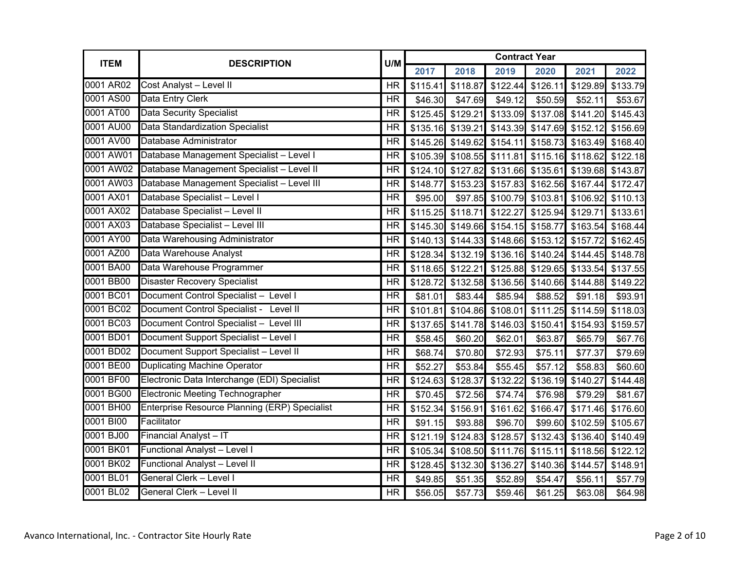| ITEM | DESCRIPTION | U/M | Contract Year | | | | | |
|---|---|---|---|---|---|---|---|---|
| | | | 2017 | 2018 | 2019 | 2020 | 2021 | 2022 |
| 0001 AR02 | Cost Analyst – Level II | HR | $115.41 | $118.87 | $122.44 | $126.11 | $129.89 | $133.79 |
| 0001 AS00 | Data Entry Clerk | HR | $46.30 | $47.69 | $49.12 | $50.59 | $52.11 | $53.67 |
| 0001 AT00 | Data Security Specialist | HR | $125.45 | $129.21 | $133.09 | $137.08 | $141.20 | $145.43 |
| 0001 AU00 | Data Standardization Specialist | HR | $135.16 | $139.21 | $143.39 | $147.69 | $152.12 | $156.69 |
| 0001 AV00 | Database Administrator | HR | $145.26 | $149.62 | $154.11 | $158.73 | $163.49 | $168.40 |
| 0001 AW01 | Database Management Specialist – Level I | HR | $105.39 | $108.55 | $111.81 | $115.16 | $118.62 | $122.18 |
| 0001 AW02 | Database Management Specialist – Level II | HR | $124.10 | $127.82 | $131.66 | $135.61 | $139.68 | $143.87 |
| 0001 AW03 | Database Management Specialist – Level III | HR | $148.77 | $153.23 | $157.83 | $162.56 | $167.44 | $172.47 |
| 0001 AX01 | Database Specialist – Level I | HR | $95.00 | $97.85 | $100.79 | $103.81 | $106.92 | $110.13 |
| 0001 AX02 | Database Specialist – Level II | HR | $115.25 | $118.71 | $122.27 | $125.94 | $129.71 | $133.61 |
| 0001 AX03 | Database Specialist – Level III | HR | $145.30 | $149.66 | $154.15 | $158.77 | $163.54 | $168.44 |
| 0001 AY00 | Data Warehousing Administrator | HR | $140.13 | $144.33 | $148.66 | $153.12 | $157.72 | $162.45 |
| 0001 AZ00 | Data Warehouse Analyst | HR | $128.34 | $132.19 | $136.16 | $140.24 | $144.45 | $148.78 |
| 0001 BA00 | Data Warehouse Programmer | HR | $118.65 | $122.21 | $125.88 | $129.65 | $133.54 | $137.55 |
| 0001 BB00 | Disaster Recovery Specialist | HR | $128.72 | $132.58 | $136.56 | $140.66 | $144.88 | $149.22 |
| 0001 BC01 | Document Control Specialist – Level I | HR | $81.01 | $83.44 | $85.94 | $88.52 | $91.18 | $93.91 |
| 0001 BC02 | Document Control Specialist - Level II | HR | $101.81 | $104.86 | $108.01 | $111.25 | $114.59 | $118.03 |
| 0001 BC03 | Document Control Specialist – Level III | HR | $137.65 | $141.78 | $146.03 | $150.41 | $154.93 | $159.57 |
| 0001 BD01 | Document Support Specialist – Level I | HR | $58.45 | $60.20 | $62.01 | $63.87 | $65.79 | $67.76 |
| 0001 BD02 | Document Support Specialist – Level II | HR | $68.74 | $70.80 | $72.93 | $75.11 | $77.37 | $79.69 |
| 0001 BE00 | Duplicating Machine Operator | HR | $52.27 | $53.84 | $55.45 | $57.12 | $58.83 | $60.60 |
| 0001 BF00 | Electronic Data Interchange (EDI) Specialist | HR | $124.63 | $128.37 | $132.22 | $136.19 | $140.27 | $144.48 |
| 0001 BG00 | Electronic Meeting Technographer | HR | $70.45 | $72.56 | $74.74 | $76.98 | $79.29 | $81.67 |
| 0001 BH00 | Enterprise Resource Planning (ERP) Specialist | HR | $152.34 | $156.91 | $161.62 | $166.47 | $171.46 | $176.60 |
| 0001 BI00 | Facilitator | HR | $91.15 | $93.88 | $96.70 | $99.60 | $102.59 | $105.67 |
| 0001 BJ00 | Financial Analyst – IT | HR | $121.19 | $124.83 | $128.57 | $132.43 | $136.40 | $140.49 |
| 0001 BK01 | Functional Analyst – Level I | HR | $105.34 | $108.50 | $111.76 | $115.11 | $118.56 | $122.12 |
| 0001 BK02 | Functional Analyst – Level II | HR | $128.45 | $132.30 | $136.27 | $140.36 | $144.57 | $148.91 |
| 0001 BL01 | General Clerk – Level I | HR | $49.85 | $51.35 | $52.89 | $54.47 | $56.11 | $57.79 |
| 0001 BL02 | General Clerk – Level II | HR | $56.05 | $57.73 | $59.46 | $61.25 | $63.08 | $64.98 |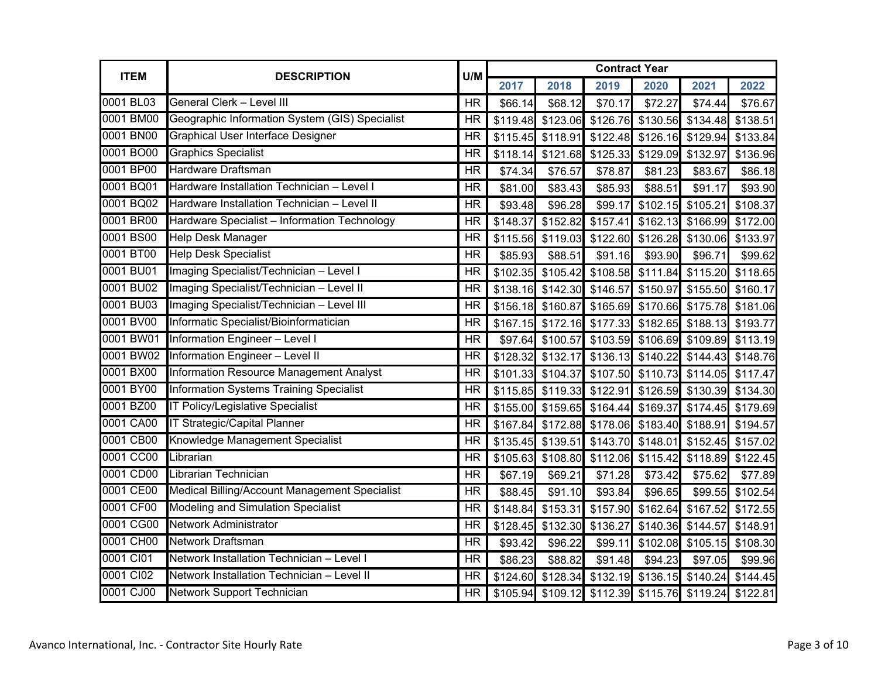| ITEM | DESCRIPTION | U/M | Contract Year | | | | | |
|---|---|---|---|---|---|---|---|---|
| | | | 2017 | 2018 | 2019 | 2020 | 2021 | 2022 |
| 0001 BL03 | General Clerk – Level III | HR | $66.14 | $68.12 | $70.17 | $72.27 | $74.44 | $76.67 |
| 0001 BM00 | Geographic Information System (GIS) Specialist | HR | $119.48 | $123.06 | $126.76 | $130.56 | $134.48 | $138.51 |
| 0001 BN00 | Graphical User Interface Designer | HR | $115.45 | $118.91 | $122.48 | $126.16 | $129.94 | $133.84 |
| 0001 BO00 | Graphics Specialist | HR | $118.14 | $121.68 | $125.33 | $129.09 | $132.97 | $136.96 |
| 0001 BP00 | Hardware Draftsman | HR | $74.34 | $76.57 | $78.87 | $81.23 | $83.67 | $86.18 |
| 0001 BQ01 | Hardware Installation Technician – Level I | HR | $81.00 | $83.43 | $85.93 | $88.51 | $91.17 | $93.90 |
| 0001 BQ02 | Hardware Installation Technician – Level II | HR | $93.48 | $96.28 | $99.17 | $102.15 | $105.21 | $108.37 |
| 0001 BR00 | Hardware Specialist – Information Technology | HR | $148.37 | $152.82 | $157.41 | $162.13 | $166.99 | $172.00 |
| 0001 BS00 | Help Desk Manager | HR | $115.56 | $119.03 | $122.60 | $126.28 | $130.06 | $133.97 |
| 0001 BT00 | Help Desk Specialist | HR | $85.93 | $88.51 | $91.16 | $93.90 | $96.71 | $99.62 |
| 0001 BU01 | Imaging Specialist/Technician – Level I | HR | $102.35 | $105.42 | $108.58 | $111.84 | $115.20 | $118.65 |
| 0001 BU02 | Imaging Specialist/Technician – Level II | HR | $138.16 | $142.30 | $146.57 | $150.97 | $155.50 | $160.17 |
| 0001 BU03 | Imaging Specialist/Technician – Level III | HR | $156.18 | $160.87 | $165.69 | $170.66 | $175.78 | $181.06 |
| 0001 BV00 | Informatic Specialist/Bioinformatician | HR | $167.15 | $172.16 | $177.33 | $182.65 | $188.13 | $193.77 |
| 0001 BW01 | Information Engineer – Level I | HR | $97.64 | $100.57 | $103.59 | $106.69 | $109.89 | $113.19 |
| 0001 BW02 | Information Engineer – Level II | HR | $128.32 | $132.17 | $136.13 | $140.22 | $144.43 | $148.76 |
| 0001 BX00 | Information Resource Management Analyst | HR | $101.33 | $104.37 | $107.50 | $110.73 | $114.05 | $117.47 |
| 0001 BY00 | Information Systems Training Specialist | HR | $115.85 | $119.33 | $122.91 | $126.59 | $130.39 | $134.30 |
| 0001 BZ00 | IT Policy/Legislative Specialist | HR | $155.00 | $159.65 | $164.44 | $169.37 | $174.45 | $179.69 |
| 0001 CA00 | IT Strategic/Capital Planner | HR | $167.84 | $172.88 | $178.06 | $183.40 | $188.91 | $194.57 |
| 0001 CB00 | Knowledge Management Specialist | HR | $135.45 | $139.51 | $143.70 | $148.01 | $152.45 | $157.02 |
| 0001 CC00 | Librarian | HR | $105.63 | $108.80 | $112.06 | $115.42 | $118.89 | $122.45 |
| 0001 CD00 | Librarian Technician | HR | $67.19 | $69.21 | $71.28 | $73.42 | $75.62 | $77.89 |
| 0001 CE00 | Medical Billing/Account Management Specialist | HR | $88.45 | $91.10 | $93.84 | $96.65 | $99.55 | $102.54 |
| 0001 CF00 | Modeling and Simulation Specialist | HR | $148.84 | $153.31 | $157.90 | $162.64 | $167.52 | $172.55 |
| 0001 CG00 | Network Administrator | HR | $128.45 | $132.30 | $136.27 | $140.36 | $144.57 | $148.91 |
| 0001 CH00 | Network Draftsman | HR | $93.42 | $96.22 | $99.11 | $102.08 | $105.15 | $108.30 |
| 0001 CI01 | Network Installation Technician – Level I | HR | $86.23 | $88.82 | $91.48 | $94.23 | $97.05 | $99.96 |
| 0001 CI02 | Network Installation Technician – Level II | HR | $124.60 | $128.34 | $132.19 | $136.15 | $140.24 | $144.45 |
| 0001 CJ00 | Network Support Technician | HR | $105.94 | $109.12 | $112.39 | $115.76 | $119.24 | $122.81 |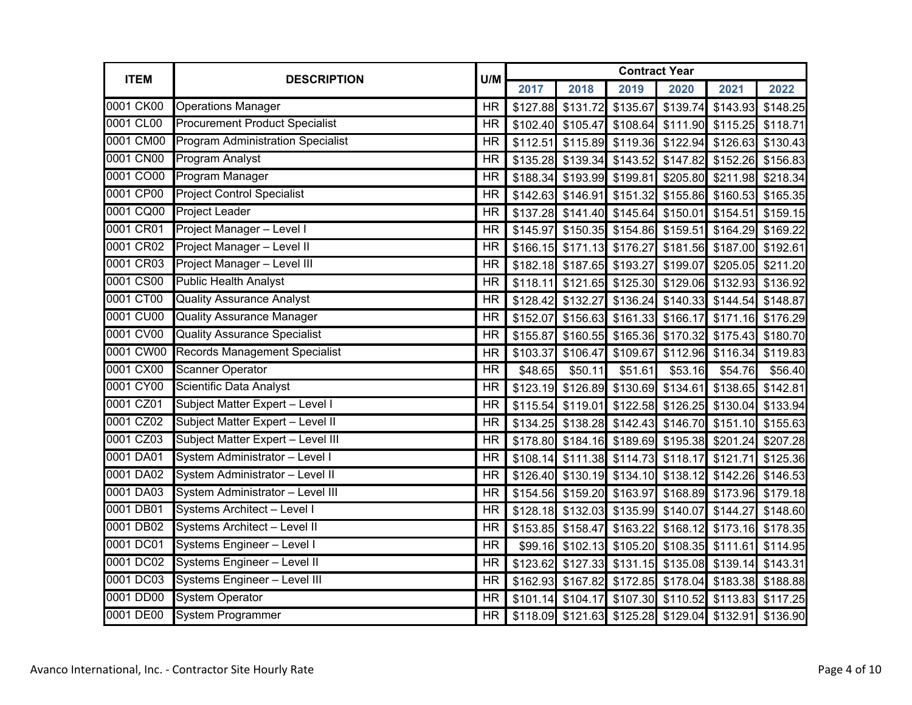| ITEM | DESCRIPTION | U/M | Contract Year | | | | | |
|---|---|---|---|---|---|---|---|---|
| | | | 2017 | 2018 | 2019 | 2020 | 2021 | 2022 |
| 0001 CK00 | Operations Manager | HR | $127.88 | $131.72 | $135.67 | $139.74 | $143.93 | $148.25 |
| 0001 CL00 | Procurement Product Specialist | HR | $102.40 | $105.47 | $108.64 | $111.90 | $115.25 | $118.71 |
| 0001 CM00 | Program Administration Specialist | HR | $112.51 | $115.89 | $119.36 | $122.94 | $126.63 | $130.43 |
| 0001 CN00 | Program Analyst | HR | $135.28 | $139.34 | $143.52 | $147.82 | $152.26 | $156.83 |
| 0001 CO00 | Program Manager | HR | $188.34 | $193.99 | $199.81 | $205.80 | $211.98 | $218.34 |
| 0001 CP00 | Project Control Specialist | HR | $142.63 | $146.91 | $151.32 | $155.86 | $160.53 | $165.35 |
| 0001 CQ00 | Project Leader | HR | $137.28 | $141.40 | $145.64 | $150.01 | $154.51 | $159.15 |
| 0001 CR01 | Project Manager – Level I | HR | $145.97 | $150.35 | $154.86 | $159.51 | $164.29 | $169.22 |
| 0001 CR02 | Project Manager – Level II | HR | $166.15 | $171.13 | $176.27 | $181.56 | $187.00 | $192.61 |
| 0001 CR03 | Project Manager – Level III | HR | $182.18 | $187.65 | $193.27 | $199.07 | $205.05 | $211.20 |
| 0001 CS00 | Public Health Analyst | HR | $118.11 | $121.65 | $125.30 | $129.06 | $132.93 | $136.92 |
| 0001 CT00 | Quality Assurance Analyst | HR | $128.42 | $132.27 | $136.24 | $140.33 | $144.54 | $148.87 |
| 0001 CU00 | Quality Assurance Manager | HR | $152.07 | $156.63 | $161.33 | $166.17 | $171.16 | $176.29 |
| 0001 CV00 | Quality Assurance Specialist | HR | $155.87 | $160.55 | $165.36 | $170.32 | $175.43 | $180.70 |
| 0001 CW00 | Records Management Specialist | HR | $103.37 | $106.47 | $109.67 | $112.96 | $116.34 | $119.83 |
| 0001 CX00 | Scanner Operator | HR | $48.65 | $50.11 | $51.61 | $53.16 | $54.76 | $56.40 |
| 0001 CY00 | Scientific Data Analyst | HR | $123.19 | $126.89 | $130.69 | $134.61 | $138.65 | $142.81 |
| 0001 CZ01 | Subject Matter Expert – Level I | HR | $115.54 | $119.01 | $122.58 | $126.25 | $130.04 | $133.94 |
| 0001 CZ02 | Subject Matter Expert – Level II | HR | $134.25 | $138.28 | $142.43 | $146.70 | $151.10 | $155.63 |
| 0001 CZ03 | Subject Matter Expert – Level III | HR | $178.80 | $184.16 | $189.69 | $195.38 | $201.24 | $207.28 |
| 0001 DA01 | System Administrator – Level I | HR | $108.14 | $111.38 | $114.73 | $118.17 | $121.71 | $125.36 |
| 0001 DA02 | System Administrator – Level II | HR | $126.40 | $130.19 | $134.10 | $138.12 | $142.26 | $146.53 |
| 0001 DA03 | System Administrator – Level III | HR | $154.56 | $159.20 | $163.97 | $168.89 | $173.96 | $179.18 |
| 0001 DB01 | Systems Architect – Level I | HR | $128.18 | $132.03 | $135.99 | $140.07 | $144.27 | $148.60 |
| 0001 DB02 | Systems Architect – Level II | HR | $153.85 | $158.47 | $163.22 | $168.12 | $173.16 | $178.35 |
| 0001 DC01 | Systems Engineer – Level I | HR | $99.16 | $102.13 | $105.20 | $108.35 | $111.61 | $114.95 |
| 0001 DC02 | Systems Engineer – Level II | HR | $123.62 | $127.33 | $131.15 | $135.08 | $139.14 | $143.31 |
| 0001 DC03 | Systems Engineer – Level III | HR | $162.93 | $167.82 | $172.85 | $178.04 | $183.38 | $188.88 |
| 0001 DD00 | System Operator | HR | $101.14 | $104.17 | $107.30 | $110.52 | $113.83 | $117.25 |
| 0001 DE00 | System Programmer | HR | $118.09 | $121.63 | $125.28 | $129.04 | $132.91 | $136.90 |

Avanco International, Inc. - Contractor Site Hourly Rate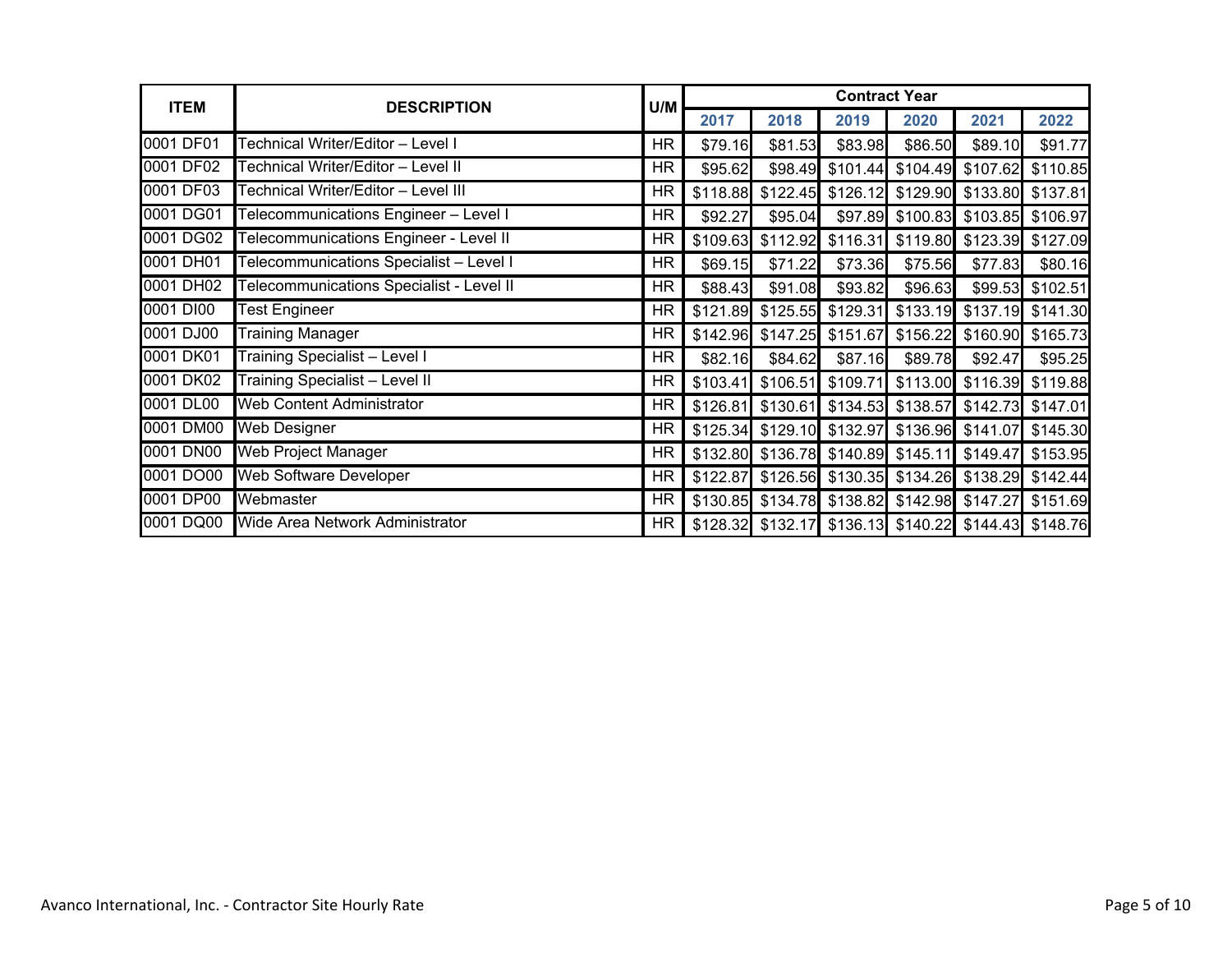| ITEM | DESCRIPTION | U/M | Contract Year | | | | | |
|---|---|---|---|---|---|---|---|---|
| | | | 2017 | 2018 | 2019 | 2020 | 2021 | 2022 |
| 0001 DF01 | Technical Writer/Editor – Level I | HR | $79.16 | $81.53 | $83.98 | $86.50 | $89.10 | $91.77 |
| 0001 DF02 | Technical Writer/Editor – Level II | HR | $95.62 | $98.49 | $101.44 | $104.49 | $107.62 | $110.85 |
| 0001 DF03 | Technical Writer/Editor – Level III | HR | $118.88 | $122.45 | $126.12 | $129.90 | $133.80 | $137.81 |
| 0001 DG01 | Telecommunications Engineer – Level I | HR | $92.27 | $95.04 | $97.89 | $100.83 | $103.85 | $106.97 |
| 0001 DG02 | Telecommunications Engineer - Level II | HR | $109.63 | $112.92 | $116.31 | $119.80 | $123.39 | $127.09 |
| 0001 DH01 | Telecommunications Specialist – Level I | HR | $69.15 | $71.22 | $73.36 | $75.56 | $77.83 | $80.16 |
| 0001 DH02 | Telecommunications Specialist - Level II | HR | $88.43 | $91.08 | $93.82 | $96.63 | $99.53 | $102.51 |
| 0001 DI00 | Test Engineer | HR | $121.89 | $125.55 | $129.31 | $133.19 | $137.19 | $141.30 |
| 0001 DJ00 | Training Manager | HR | $142.96 | $147.25 | $151.67 | $156.22 | $160.90 | $165.73 |
| 0001 DK01 | Training Specialist – Level I | HR | $82.16 | $84.62 | $87.16 | $89.78 | $92.47 | $95.25 |
| 0001 DK02 | Training Specialist – Level II | HR | $103.41 | $106.51 | $109.71 | $113.00 | $116.39 | $119.88 |
| 0001 DL00 | Web Content Administrator | HR | $126.81 | $130.61 | $134.53 | $138.57 | $142.73 | $147.01 |
| 0001 DM00 | Web Designer | HR | $125.34 | $129.10 | $132.97 | $136.96 | $141.07 | $145.30 |
| 0001 DN00 | Web Project Manager | HR | $132.80 | $136.78 | $140.89 | $145.11 | $149.47 | $153.95 |
| 0001 DO00 | Web Software Developer | HR | $122.87 | $126.56 | $130.35 | $134.26 | $138.29 | $142.44 |
| 0001 DP00 | Webmaster | HR | $130.85 | $134.78 | $138.82 | $142.98 | $147.27 | $151.69 |
| 0001 DQ00 | Wide Area Network Administrator | HR | $128.32 | $132.17 | $136.13 | $140.22 | $144.43 | $148.76 |

Avanco International, Inc. - Contractor Site Hourly Rate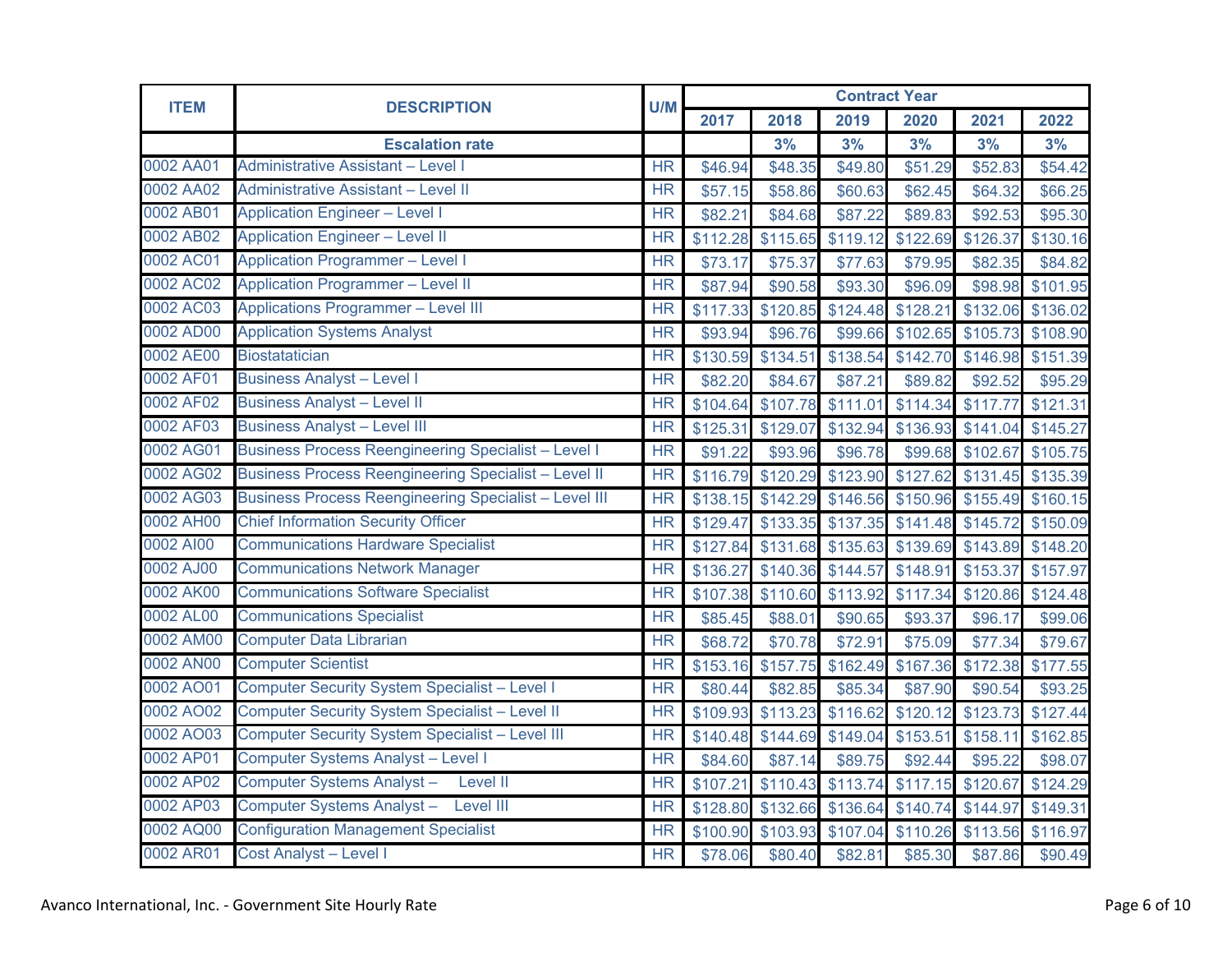| ITEM | DESCRIPTION | U/M | Contract Year | | | | | |
|---|---|---|---|---|---|---|---|---|
| | | | 2017 | 2018 | 2019 | 2020 | 2021 | 2022 |
| | **Escalation rate** | | | 3% | 3% | 3% | 3% | 3% |
| 0002 AA01 | Administrative Assistant – Level I | HR | $46.94 | $48.35 | $49.80 | $51.29 | $52.83 | $54.42 |
| 0002 AA02 | Administrative Assistant – Level II | HR | $57.15 | $58.86 | $60.63 | $62.45 | $64.32 | $66.25 |
| 0002 AB01 | Application Engineer – Level I | HR | $82.21 | $84.68 | $87.22 | $89.83 | $92.53 | $95.30 |
| 0002 AB02 | Application Engineer – Level II | HR | $112.28 | $115.65 | $119.12 | $122.69 | $126.37 | $130.16 |
| 0002 AC01 | Application Programmer – Level I | HR | $73.17 | $75.37 | $77.63 | $79.95 | $82.35 | $84.82 |
| 0002 AC02 | Application Programmer – Level II | HR | $87.94 | $90.58 | $93.30 | $96.09 | $98.98 | $101.95 |
| 0002 AC03 | Applications Programmer – Level III | HR | $117.33 | $120.85 | $124.48 | $128.21 | $132.06 | $136.02 |
| 0002 AD00 | Application Systems Analyst | HR | $93.94 | $96.76 | $99.66 | $102.65 | $105.73 | $108.90 |
| 0002 AE00 | Biostatatician | HR | $130.59 | $134.51 | $138.54 | $142.70 | $146.98 | $151.39 |
| 0002 AF01 | Business Analyst – Level I | HR | $82.20 | $84.67 | $87.21 | $89.82 | $92.52 | $95.29 |
| 0002 AF02 | Business Analyst – Level II | HR | $104.64 | $107.78 | $111.01 | $114.34 | $117.77 | $121.31 |
| 0002 AF03 | Business Analyst – Level III | HR | $125.31 | $129.07 | $132.94 | $136.93 | $141.04 | $145.27 |
| 0002 AG01 | Business Process Reengineering Specialist – Level I | HR | $91.22 | $93.96 | $96.78 | $99.68 | $102.67 | $105.75 |
| 0002 AG02 | Business Process Reengineering Specialist – Level II | HR | $116.79 | $120.29 | $123.90 | $127.62 | $131.45 | $135.39 |
| 0002 AG03 | Business Process Reengineering Specialist – Level III | HR | $138.15 | $142.29 | $146.56 | $150.96 | $155.49 | $160.15 |
| 0002 AH00 | Chief Information Security Officer | HR | $129.47 | $133.35 | $137.35 | $141.48 | $145.72 | $150.09 |
| 0002 AI00 | Communications Hardware Specialist | HR | $127.84 | $131.68 | $135.63 | $139.69 | $143.89 | $148.20 |
| 0002 AJ00 | Communications Network Manager | HR | $136.27 | $140.36 | $144.57 | $148.91 | $153.37 | $157.97 |
| 0002 AK00 | Communications Software Specialist | HR | $107.38 | $110.60 | $113.92 | $117.34 | $120.86 | $124.48 |
| 0002 AL00 | Communications Specialist | HR | $85.45 | $88.01 | $90.65 | $93.37 | $96.17 | $99.06 |
| 0002 AM00 | Computer Data Librarian | HR | $68.72 | $70.78 | $72.91 | $75.09 | $77.34 | $79.67 |
| 0002 AN00 | Computer Scientist | HR | $153.16 | $157.75 | $162.49 | $167.36 | $172.38 | $177.55 |
| 0002 AO01 | Computer Security System Specialist – Level I | HR | $80.44 | $82.85 | $85.34 | $87.90 | $90.54 | $93.25 |
| 0002 AO02 | Computer Security System Specialist – Level II | HR | $109.93 | $113.23 | $116.62 | $120.12 | $123.73 | $127.44 |
| 0002 AO03 | Computer Security System Specialist – Level III | HR | $140.48 | $144.69 | $149.04 | $153.51 | $158.11 | $162.85 |
| 0002 AP01 | Computer Systems Analyst – Level I | HR | $84.60 | $87.14 | $89.75 | $92.44 | $95.22 | $98.07 |
| 0002 AP02 | Computer Systems Analyst – Level II | HR | $107.21 | $110.43 | $113.74 | $117.15 | $120.67 | $124.29 |
| 0002 AP03 | Computer Systems Analyst – Level III | HR | $128.80 | $132.66 | $136.64 | $140.74 | $144.97 | $149.31 |
| 0002 AQ00 | Configuration Management Specialist | HR | $100.90 | $103.93 | $107.04 | $110.26 | $113.56 | $116.97 |
| 0002 AR01 | Cost Analyst – Level I | HR | $78.06 | $80.40 | $82.81 | $85.30 | $87.86 | $90.49 |

Avanco International, Inc. - Government Site Hourly Rate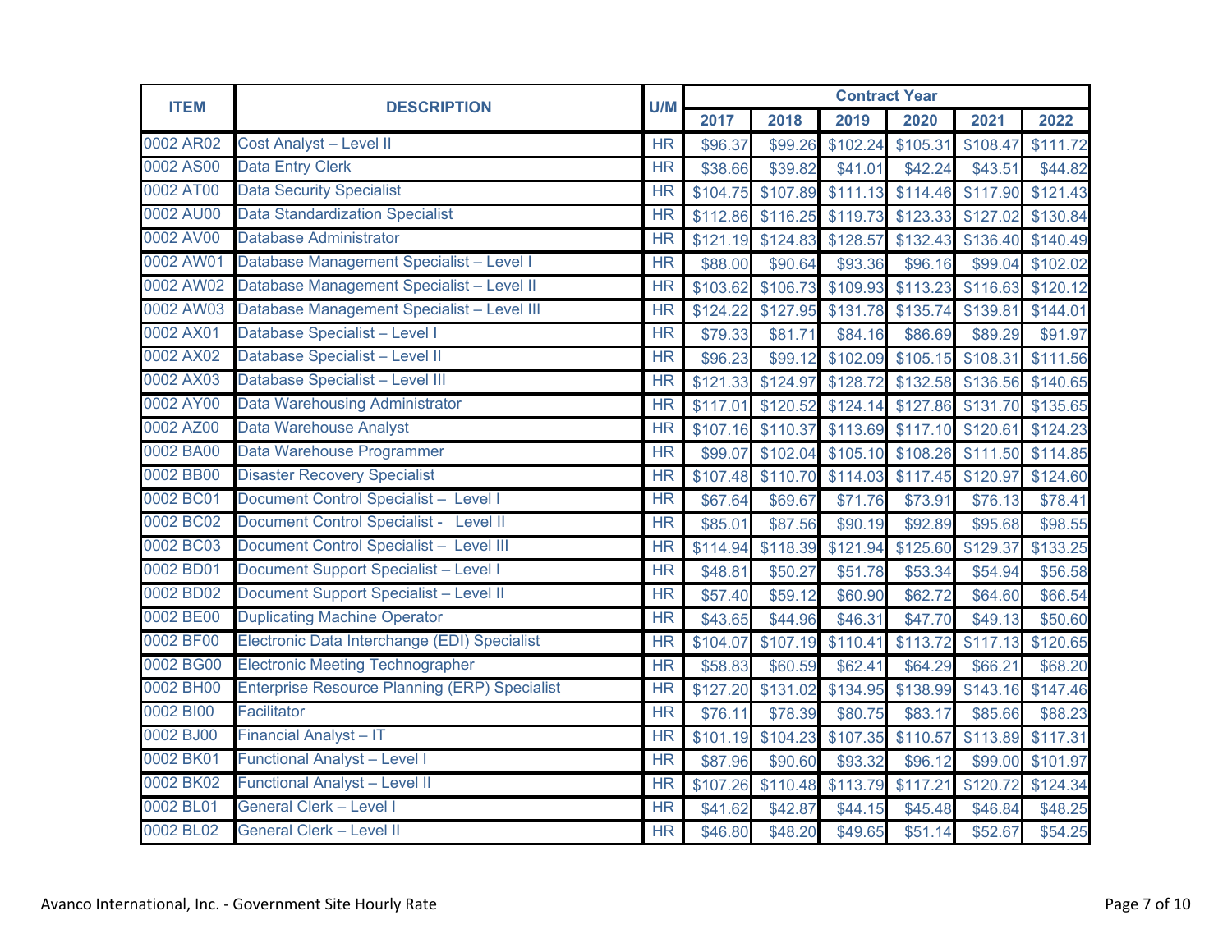| ITEM | DESCRIPTION | U/M | Contract Year | | | | | |
|---|---|---|---|---|---|---|---|---|
| | | | 2017 | 2018 | 2019 | 2020 | 2021 | 2022 |
| 0002 AR02 | Cost Analyst – Level II | HR | $96.37 | $99.26 | $102.24 | $105.31 | $108.47 | $111.72 |
| 0002 AS00 | Data Entry Clerk | HR | $38.66 | $39.82 | $41.01 | $42.24 | $43.51 | $44.82 |
| 0002 AT00 | Data Security Specialist | HR | $104.75 | $107.89 | $111.13 | $114.46 | $117.90 | $121.43 |
| 0002 AU00 | Data Standardization Specialist | HR | $112.86 | $116.25 | $119.73 | $123.33 | $127.02 | $130.84 |
| 0002 AV00 | Database Administrator | HR | $121.19 | $124.83 | $128.57 | $132.43 | $136.40 | $140.49 |
| 0002 AW01 | Database Management Specialist – Level I | HR | $88.00 | $90.64 | $93.36 | $96.16 | $99.04 | $102.02 |
| 0002 AW02 | Database Management Specialist – Level II | HR | $103.62 | $106.73 | $109.93 | $113.23 | $116.63 | $120.12 |
| 0002 AW03 | Database Management Specialist – Level III | HR | $124.22 | $127.95 | $131.78 | $135.74 | $139.81 | $144.01 |
| 0002 AX01 | Database Specialist – Level I | HR | $79.33 | $81.71 | $84.16 | $86.69 | $89.29 | $91.97 |
| 0002 AX02 | Database Specialist – Level II | HR | $96.23 | $99.12 | $102.09 | $105.15 | $108.31 | $111.56 |
| 0002 AX03 | Database Specialist – Level III | HR | $121.33 | $124.97 | $128.72 | $132.58 | $136.56 | $140.65 |
| 0002 AY00 | Data Warehousing Administrator | HR | $117.01 | $120.52 | $124.14 | $127.86 | $131.70 | $135.65 |
| 0002 AZ00 | Data Warehouse Analyst | HR | $107.16 | $110.37 | $113.69 | $117.10 | $120.61 | $124.23 |
| 0002 BA00 | Data Warehouse Programmer | HR | $99.07 | $102.04 | $105.10 | $108.26 | $111.50 | $114.85 |
| 0002 BB00 | Disaster Recovery Specialist | HR | $107.48 | $110.70 | $114.03 | $117.45 | $120.97 | $124.60 |
| 0002 BC01 | Document Control Specialist – Level I | HR | $67.64 | $69.67 | $71.76 | $73.91 | $76.13 | $78.41 |
| 0002 BC02 | Document Control Specialist - Level II | HR | $85.01 | $87.56 | $90.19 | $92.89 | $95.68 | $98.55 |
| 0002 BC03 | Document Control Specialist – Level III | HR | $114.94 | $118.39 | $121.94 | $125.60 | $129.37 | $133.25 |
| 0002 BD01 | Document Support Specialist – Level I | HR | $48.81 | $50.27 | $51.78 | $53.34 | $54.94 | $56.58 |
| 0002 BD02 | Document Support Specialist – Level II | HR | $57.40 | $59.12 | $60.90 | $62.72 | $64.60 | $66.54 |
| 0002 BE00 | Duplicating Machine Operator | HR | $43.65 | $44.96 | $46.31 | $47.70 | $49.13 | $50.60 |
| 0002 BF00 | Electronic Data Interchange (EDI) Specialist | HR | $104.07 | $107.19 | $110.41 | $113.72 | $117.13 | $120.65 |
| 0002 BG00 | Electronic Meeting Technographer | HR | $58.83 | $60.59 | $62.41 | $64.29 | $66.21 | $68.20 |
| 0002 BH00 | Enterprise Resource Planning (ERP) Specialist | HR | $127.20 | $131.02 | $134.95 | $138.99 | $143.16 | $147.46 |
| 0002 BI00 | Facilitator | HR | $76.11 | $78.39 | $80.75 | $83.17 | $85.66 | $88.23 |
| 0002 BJ00 | Financial Analyst – IT | HR | $101.19 | $104.23 | $107.35 | $110.57 | $113.89 | $117.31 |
| 0002 BK01 | Functional Analyst – Level I | HR | $87.96 | $90.60 | $93.32 | $96.12 | $99.00 | $101.97 |
| 0002 BK02 | Functional Analyst – Level II | HR | $107.26 | $110.48 | $113.79 | $117.21 | $120.72 | $124.34 |
| 0002 BL01 | General Clerk – Level I | HR | $41.62 | $42.87 | $44.15 | $45.48 | $46.84 | $48.25 |
| 0002 BL02 | General Clerk – Level II | HR | $46.80 | $48.20 | $49.65 | $51.14 | $52.67 | $54.25 |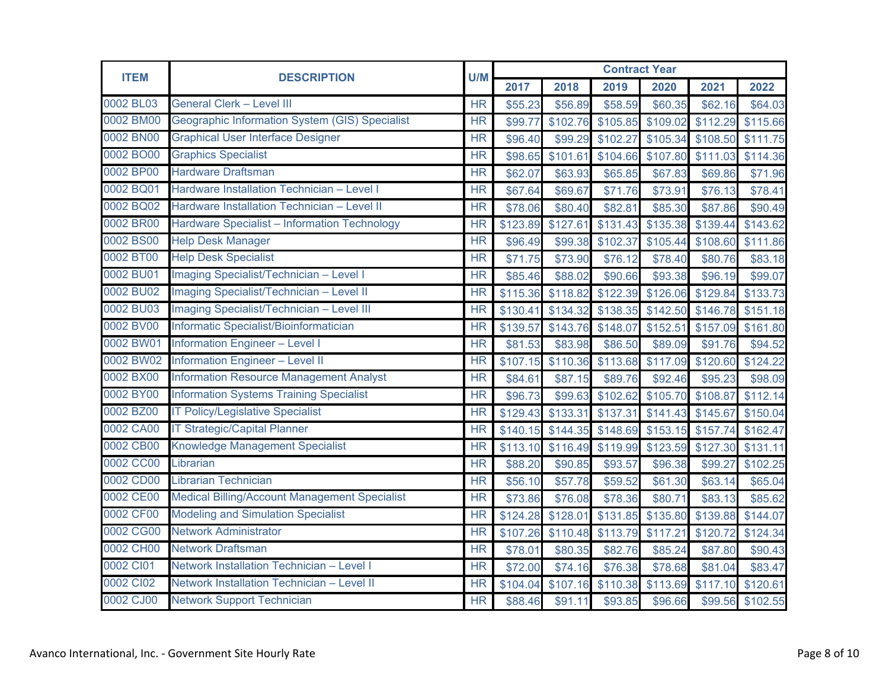| ITEM | DESCRIPTION | U/M | Contract Year | | | | | |
|---|---|---|---|---|---|---|---|---|
| | | | 2017 | 2018 | 2019 | 2020 | 2021 | 2022 |
| 0002 BL03 | General Clerk – Level III | HR | $55.23 | $56.89 | $58.59 | $60.35 | $62.16 | $64.03 |
| 0002 BM00 | Geographic Information System (GIS) Specialist | HR | $99.77 | $102.76 | $105.85 | $109.02 | $112.29 | $115.66 |
| 0002 BN00 | Graphical User Interface Designer | HR | $96.40 | $99.29 | $102.27 | $105.34 | $108.50 | $111.75 |
| 0002 BO00 | Graphics Specialist | HR | $98.65 | $101.61 | $104.66 | $107.80 | $111.03 | $114.36 |
| 0002 BP00 | Hardware Draftsman | HR | $62.07 | $63.93 | $65.85 | $67.83 | $69.86 | $71.96 |
| 0002 BQ01 | Hardware Installation Technician – Level I | HR | $67.64 | $69.67 | $71.76 | $73.91 | $76.13 | $78.41 |
| 0002 BQ02 | Hardware Installation Technician – Level II | HR | $78.06 | $80.40 | $82.81 | $85.30 | $87.86 | $90.49 |
| 0002 BR00 | Hardware Specialist – Information Technology | HR | $123.89 | $127.61 | $131.43 | $135.38 | $139.44 | $143.62 |
| 0002 BS00 | Help Desk Manager | HR | $96.49 | $99.38 | $102.37 | $105.44 | $108.60 | $111.86 |
| 0002 BT00 | Help Desk Specialist | HR | $71.75 | $73.90 | $76.12 | $78.40 | $80.76 | $83.18 |
| 0002 BU01 | Imaging Specialist/Technician – Level I | HR | $85.46 | $88.02 | $90.66 | $93.38 | $96.19 | $99.07 |
| 0002 BU02 | Imaging Specialist/Technician – Level II | HR | $115.36 | $118.82 | $122.39 | $126.06 | $129.84 | $133.73 |
| 0002 BU03 | Imaging Specialist/Technician – Level III | HR | $130.41 | $134.32 | $138.35 | $142.50 | $146.78 | $151.18 |
| 0002 BV00 | Informatic Specialist/Bioinformatician | HR | $139.57 | $143.76 | $148.07 | $152.51 | $157.09 | $161.80 |
| 0002 BW01 | Information Engineer – Level I | HR | $81.53 | $83.98 | $86.50 | $89.09 | $91.76 | $94.52 |
| 0002 BW02 | Information Engineer – Level II | HR | $107.15 | $110.36 | $113.68 | $117.09 | $120.60 | $124.22 |
| 0002 BX00 | Information Resource Management Analyst | HR | $84.61 | $87.15 | $89.76 | $92.46 | $95.23 | $98.09 |
| 0002 BY00 | Information Systems Training Specialist | HR | $96.73 | $99.63 | $102.62 | $105.70 | $108.87 | $112.14 |
| 0002 BZ00 | IT Policy/Legislative Specialist | HR | $129.43 | $133.31 | $137.31 | $141.43 | $145.67 | $150.04 |
| 0002 CA00 | IT Strategic/Capital Planner | HR | $140.15 | $144.35 | $148.69 | $153.15 | $157.74 | $162.47 |
| 0002 CB00 | Knowledge Management Specialist | HR | $113.10 | $116.49 | $119.99 | $123.59 | $127.30 | $131.11 |
| 0002 CC00 | Librarian | HR | $88.20 | $90.85 | $93.57 | $96.38 | $99.27 | $102.25 |
| 0002 CD00 | Librarian Technician | HR | $56.10 | $57.78 | $59.52 | $61.30 | $63.14 | $65.04 |
| 0002 CE00 | Medical Billing/Account Management Specialist | HR | $73.86 | $76.08 | $78.36 | $80.71 | $83.13 | $85.62 |
| 0002 CF00 | Modeling and Simulation Specialist | HR | $124.28 | $128.01 | $131.85 | $135.80 | $139.88 | $144.07 |
| 0002 CG00 | Network Administrator | HR | $107.26 | $110.48 | $113.79 | $117.21 | $120.72 | $124.34 |
| 0002 CH00 | Network Draftsman | HR | $78.01 | $80.35 | $82.76 | $85.24 | $87.80 | $90.43 |
| 0002 CI01 | Network Installation Technician – Level I | HR | $72.00 | $74.16 | $76.38 | $78.68 | $81.04 | $83.47 |
| 0002 CI02 | Network Installation Technician – Level II | HR | $104.04 | $107.16 | $110.38 | $113.69 | $117.10 | $120.61 |
| 0002 CJ00 | Network Support Technician | HR | $88.46 | $91.11 | $93.85 | $96.66 | $99.56 | $102.55 |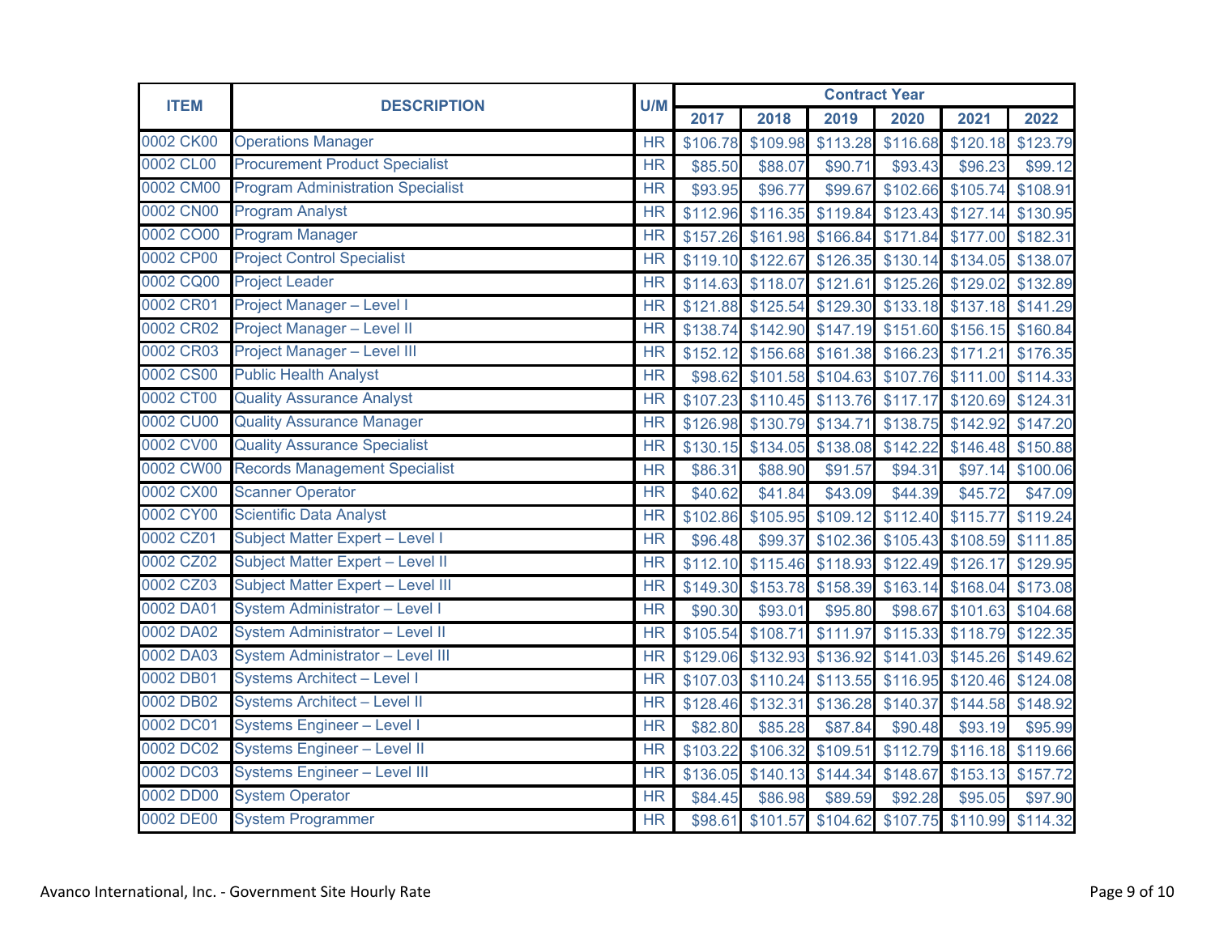| ITEM | DESCRIPTION | U/M | Contract Year | | | | | |
|---|---|---|---|---|---|---|---|---|
| | | | 2017 | 2018 | 2019 | 2020 | 2021 | 2022 |
| 0002 CK00 | Operations Manager | HR | $106.78 | $109.98 | $113.28 | $116.68 | $120.18 | $123.79 |
| 0002 CL00 | Procurement Product Specialist | HR | $85.50 | $88.07 | $90.71 | $93.43 | $96.23 | $99.12 |
| 0002 CM00 | Program Administration Specialist | HR | $93.95 | $96.77 | $99.67 | $102.66 | $105.74 | $108.91 |
| 0002 CN00 | Program Analyst | HR | $112.96 | $116.35 | $119.84 | $123.43 | $127.14 | $130.95 |
| 0002 CO00 | Program Manager | HR | $157.26 | $161.98 | $166.84 | $171.84 | $177.00 | $182.31 |
| 0002 CP00 | Project Control Specialist | HR | $119.10 | $122.67 | $126.35 | $130.14 | $134.05 | $138.07 |
| 0002 CQ00 | Project Leader | HR | $114.63 | $118.07 | $121.61 | $125.26 | $129.02 | $132.89 |
| 0002 CR01 | Project Manager – Level I | HR | $121.88 | $125.54 | $129.30 | $133.18 | $137.18 | $141.29 |
| 0002 CR02 | Project Manager – Level II | HR | $138.74 | $142.90 | $147.19 | $151.60 | $156.15 | $160.84 |
| 0002 CR03 | Project Manager – Level III | HR | $152.12 | $156.68 | $161.38 | $166.23 | $171.21 | $176.35 |
| 0002 CS00 | Public Health Analyst | HR | $98.62 | $101.58 | $104.63 | $107.76 | $111.00 | $114.33 |
| 0002 CT00 | Quality Assurance Analyst | HR | $107.23 | $110.45 | $113.76 | $117.17 | $120.69 | $124.31 |
| 0002 CU00 | Quality Assurance Manager | HR | $126.98 | $130.79 | $134.71 | $138.75 | $142.92 | $147.20 |
| 0002 CV00 | Quality Assurance Specialist | HR | $130.15 | $134.05 | $138.08 | $142.22 | $146.48 | $150.88 |
| 0002 CW00 | Records Management Specialist | HR | $86.31 | $88.90 | $91.57 | $94.31 | $97.14 | $100.06 |
| 0002 CX00 | Scanner Operator | HR | $40.62 | $41.84 | $43.09 | $44.39 | $45.72 | $47.09 |
| 0002 CY00 | Scientific Data Analyst | HR | $102.86 | $105.95 | $109.12 | $112.40 | $115.77 | $119.24 |
| 0002 CZ01 | Subject Matter Expert – Level I | HR | $96.48 | $99.37 | $102.36 | $105.43 | $108.59 | $111.85 |
| 0002 CZ02 | Subject Matter Expert – Level II | HR | $112.10 | $115.46 | $118.93 | $122.49 | $126.17 | $129.95 |
| 0002 CZ03 | Subject Matter Expert – Level III | HR | $149.30 | $153.78 | $158.39 | $163.14 | $168.04 | $173.08 |
| 0002 DA01 | System Administrator – Level I | HR | $90.30 | $93.01 | $95.80 | $98.67 | $101.63 | $104.68 |
| 0002 DA02 | System Administrator – Level II | HR | $105.54 | $108.71 | $111.97 | $115.33 | $118.79 | $122.35 |
| 0002 DA03 | System Administrator – Level III | HR | $129.06 | $132.93 | $136.92 | $141.03 | $145.26 | $149.62 |
| 0002 DB01 | Systems Architect – Level I | HR | $107.03 | $110.24 | $113.55 | $116.95 | $120.46 | $124.08 |
| 0002 DB02 | Systems Architect – Level II | HR | $128.46 | $132.31 | $136.28 | $140.37 | $144.58 | $148.92 |
| 0002 DC01 | Systems Engineer – Level I | HR | $82.80 | $85.28 | $87.84 | $90.48 | $93.19 | $95.99 |
| 0002 DC02 | Systems Engineer – Level II | HR | $103.22 | $106.32 | $109.51 | $112.79 | $116.18 | $119.66 |
| 0002 DC03 | Systems Engineer – Level III | HR | $136.05 | $140.13 | $144.34 | $148.67 | $153.13 | $157.72 |
| 0002 DD00 | System Operator | HR | $84.45 | $86.98 | $89.59 | $92.28 | $95.05 | $97.90 |
| 0002 DE00 | System Programmer | HR | $98.61 | $101.57 | $104.62 | $107.75 | $110.99 | $114.32 |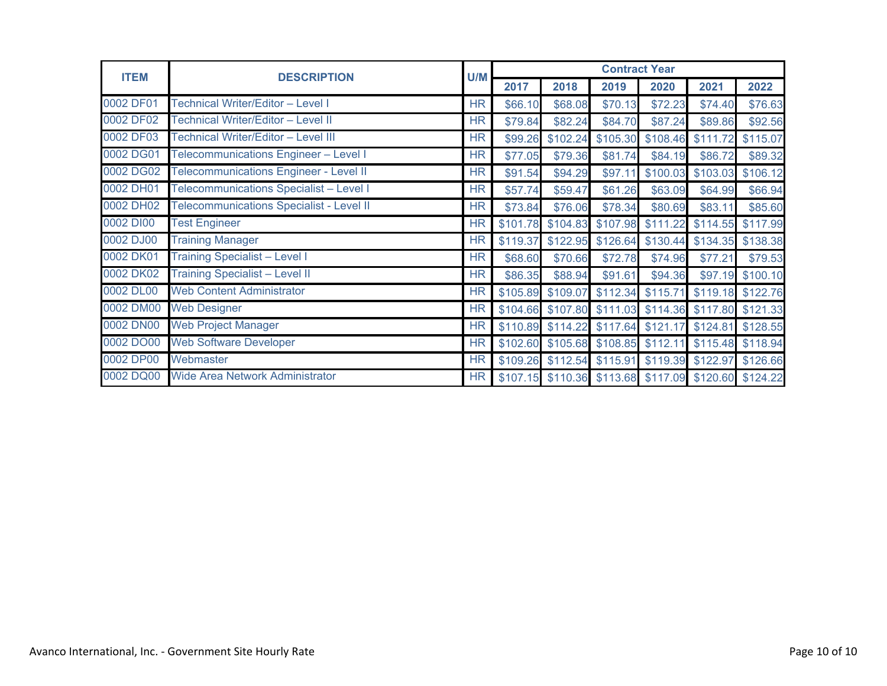| ITEM | DESCRIPTION | U/M | Contract Year | | | | | |
|---|---|---|---|---|---|---|---|---|
| | | | 2017 | 2018 | 2019 | 2020 | 2021 | 2022 |
| 0002 DF01 | Technical Writer/Editor – Level I | HR | $66.10 | $68.08 | $70.13 | $72.23 | $74.40 | $76.63 |
| 0002 DF02 | Technical Writer/Editor – Level II | HR | $79.84 | $82.24 | $84.70 | $87.24 | $89.86 | $92.56 |
| 0002 DF03 | Technical Writer/Editor – Level III | HR | $99.26 | $102.24 | $105.30 | $108.46 | $111.72 | $115.07 |
| 0002 DG01 | Telecommunications Engineer – Level I | HR | $77.05 | $79.36 | $81.74 | $84.19 | $86.72 | $89.32 |
| 0002 DG02 | Telecommunications Engineer - Level II | HR | $91.54 | $94.29 | $97.11 | $100.03 | $103.03 | $106.12 |
| 0002 DH01 | Telecommunications Specialist – Level I | HR | $57.74 | $59.47 | $61.26 | $63.09 | $64.99 | $66.94 |
| 0002 DH02 | Telecommunications Specialist - Level II | HR | $73.84 | $76.06 | $78.34 | $80.69 | $83.11 | $85.60 |
| 0002 DI00 | Test Engineer | HR | $101.78 | $104.83 | $107.98 | $111.22 | $114.55 | $117.99 |
| 0002 DJ00 | Training Manager | HR | $119.37 | $122.95 | $126.64 | $130.44 | $134.35 | $138.38 |
| 0002 DK01 | Training Specialist – Level I | HR | $68.60 | $70.66 | $72.78 | $74.96 | $77.21 | $79.53 |
| 0002 DK02 | Training Specialist – Level II | HR | $86.35 | $88.94 | $91.61 | $94.36 | $97.19 | $100.10 |
| 0002 DL00 | Web Content Administrator | HR | $105.89 | $109.07 | $112.34 | $115.71 | $119.18 | $122.76 |
| 0002 DM00 | Web Designer | HR | $104.66 | $107.80 | $111.03 | $114.36 | $117.80 | $121.33 |
| 0002 DN00 | Web Project Manager | HR | $110.89 | $114.22 | $117.64 | $121.17 | $124.81 | $128.55 |
| 0002 DO00 | Web Software Developer | HR | $102.60 | $105.68 | $108.85 | $112.11 | $115.48 | $118.94 |
| 0002 DP00 | Webmaster | HR | $109.26 | $112.54 | $115.91 | $119.39 | $122.97 | $126.66 |
| 0002 DQ00 | Wide Area Network Administrator | HR | $107.15 | $110.36 | $113.68 | $117.09 | $120.60 | $124.22 |